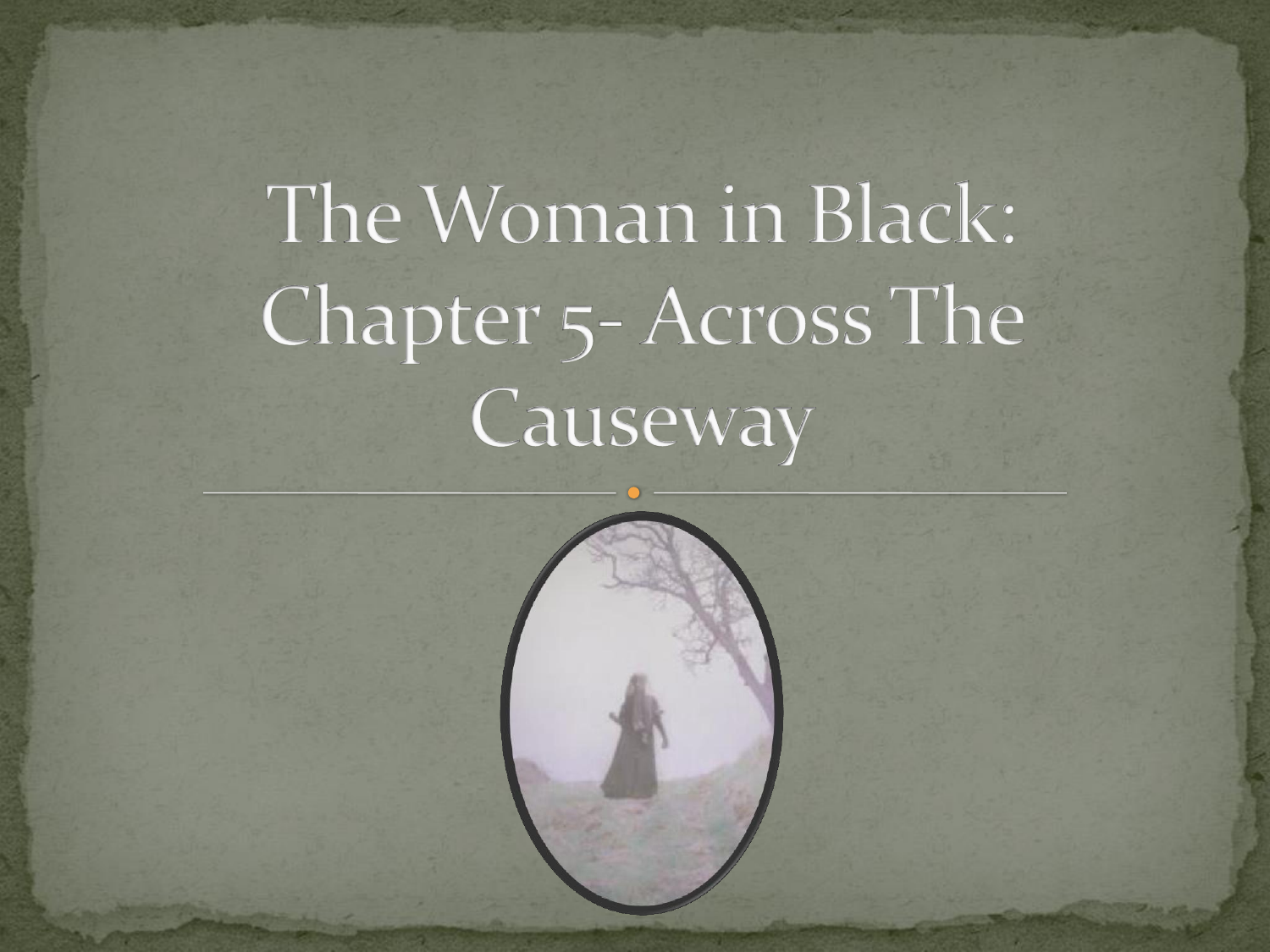# The Woman in Black: Chapter 5- Across The Causeway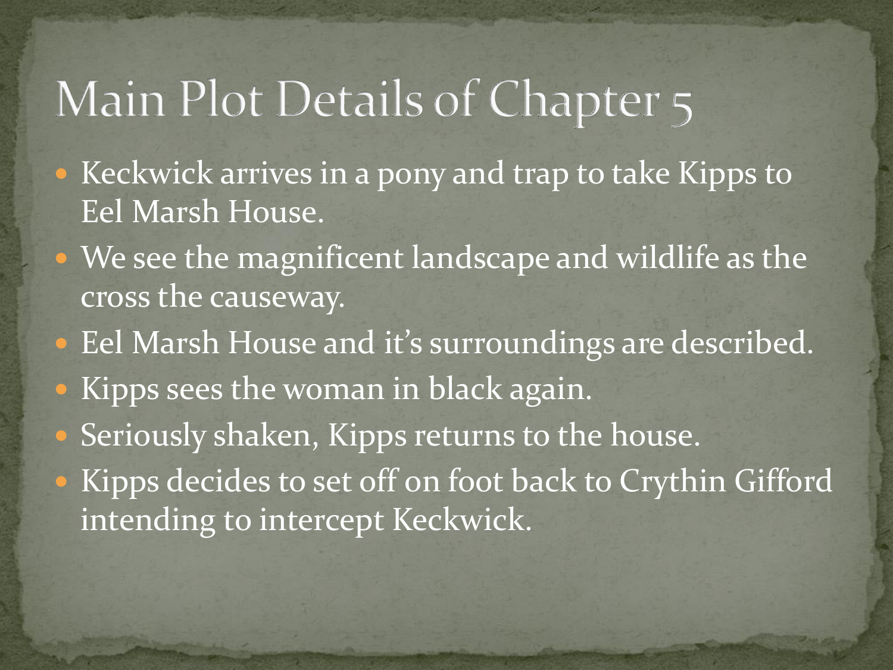# Main Plot Details of Chapter 5

- Keckwick arrives in a pony and trap to take Kipps to Eel Marsh House.
- We see the magnificent landscape and wildlife as the cross the causeway.
- Eel Marsh House and it's surroundings are described.
- Kipps sees the woman in black again.
- Seriously shaken, Kipps returns to the house.
- Kipps decides to set off on foot back to Crythin Gifford intending to intercept Keckwick.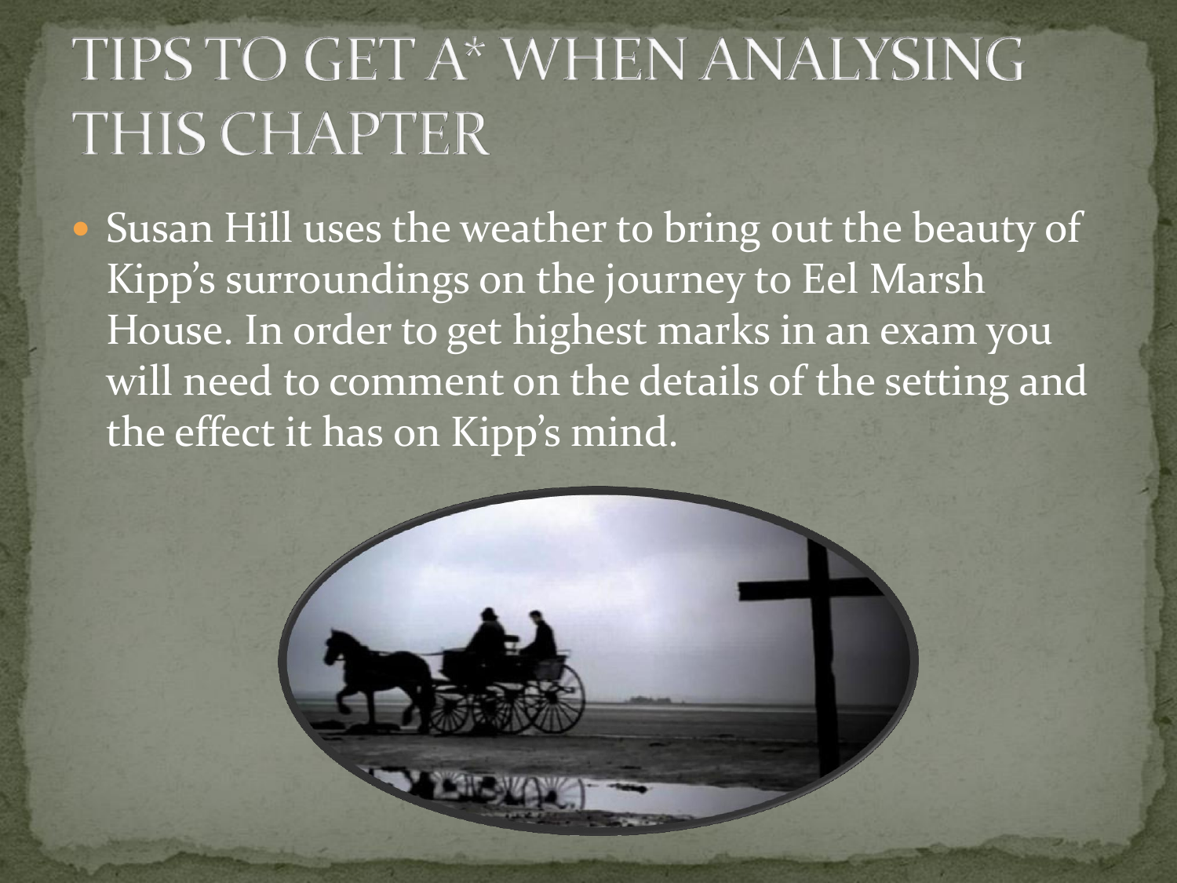# TIPS TO GET A* WHEN ANALYSING THIS CHAPTER

- Susan Hill uses the weather to bring out the beauty of Kipp's surroundings on the journey to Eel Marsh House. In order to get highest marks in an exam you will need to comment on the details of the setting and the effect it has on Kipp's mind.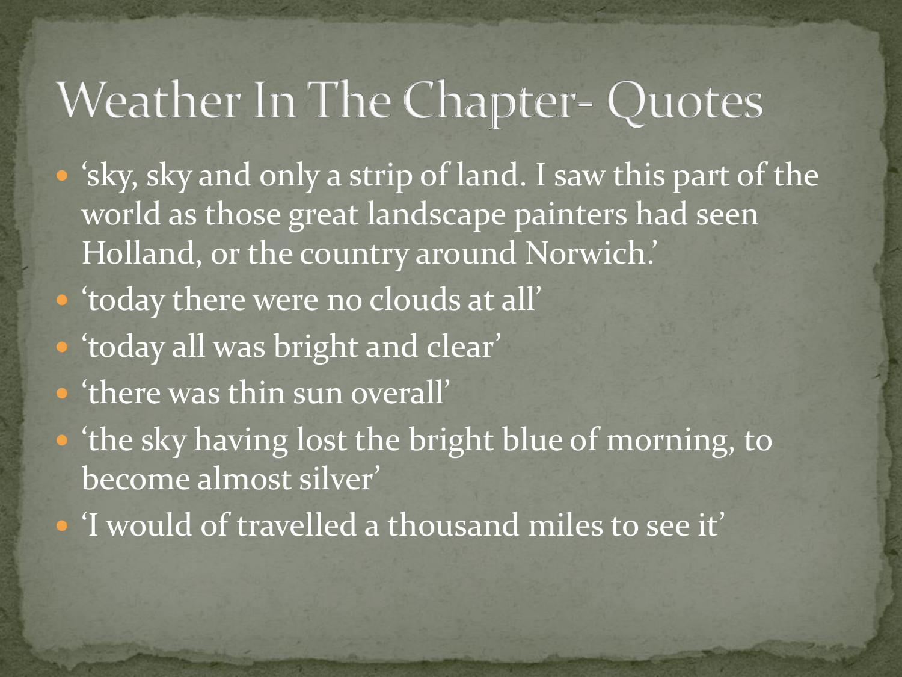# Weather In The Chapter- Quotes

- 'sky, sky and only a strip of land. I saw this part of the world as those great landscape painters had seen Holland, or the country around Norwich.'
- 'today there were no clouds at all'
- 'today all was bright and clear'
- 'there was thin sun overall'
- 'the sky having lost the bright blue of morning, to become almost silver'
- 'I would of travelled a thousand miles to see it'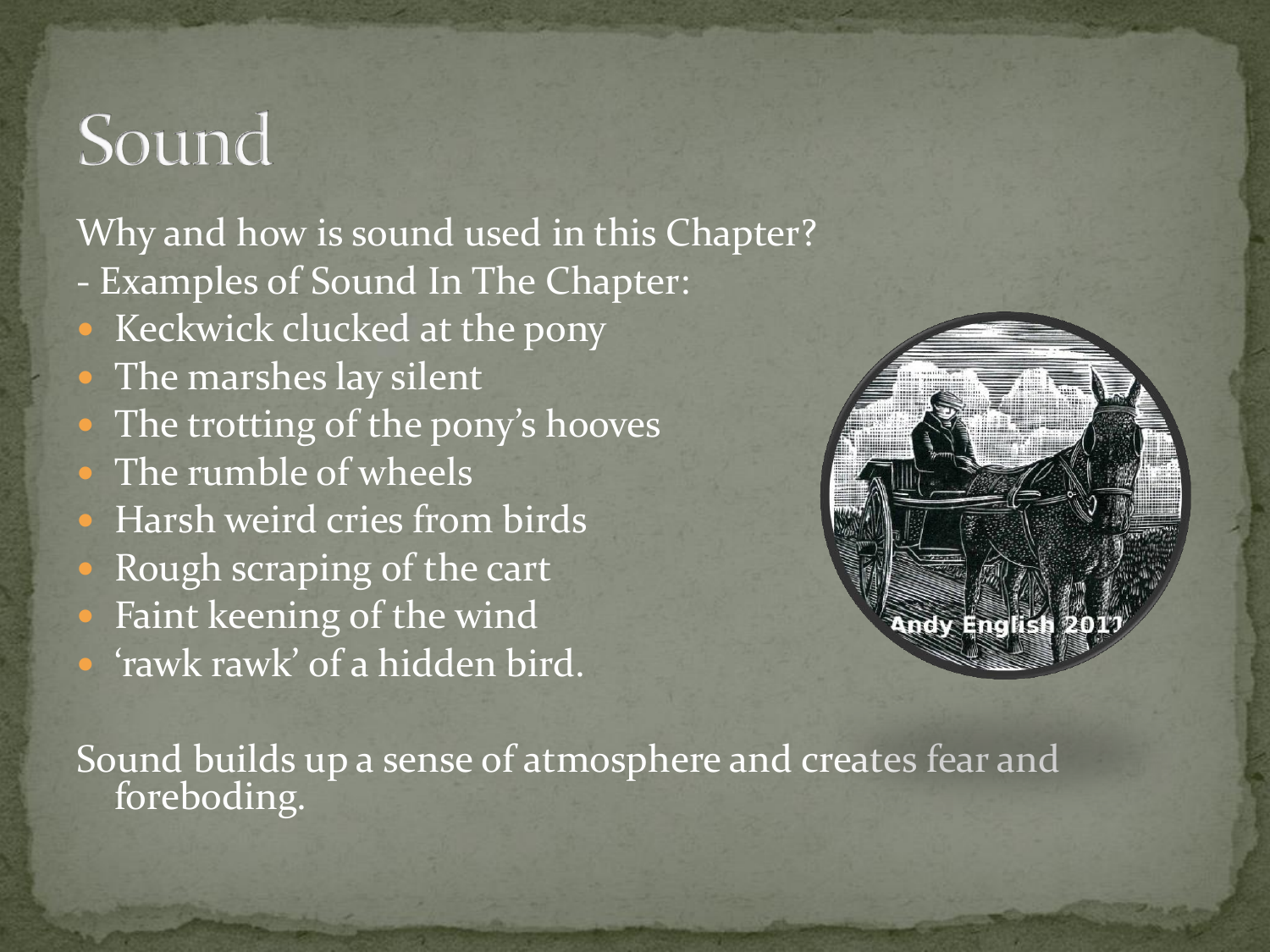# Sound

Why and how is sound used in this Chapter?

- Examples of Sound In The Chapter:

- Keckwick clucked at the pony
- The marshes lay silent
- The trotting of the pony's hooves
- The rumble of wheels
- Harsh weird cries from birds
- Rough scraping of the cart
- Faint keening of the wind
- 'rawk rawk' of a hidden bird.

Sound builds up a sense of atmosphere and creates fear and foreboding.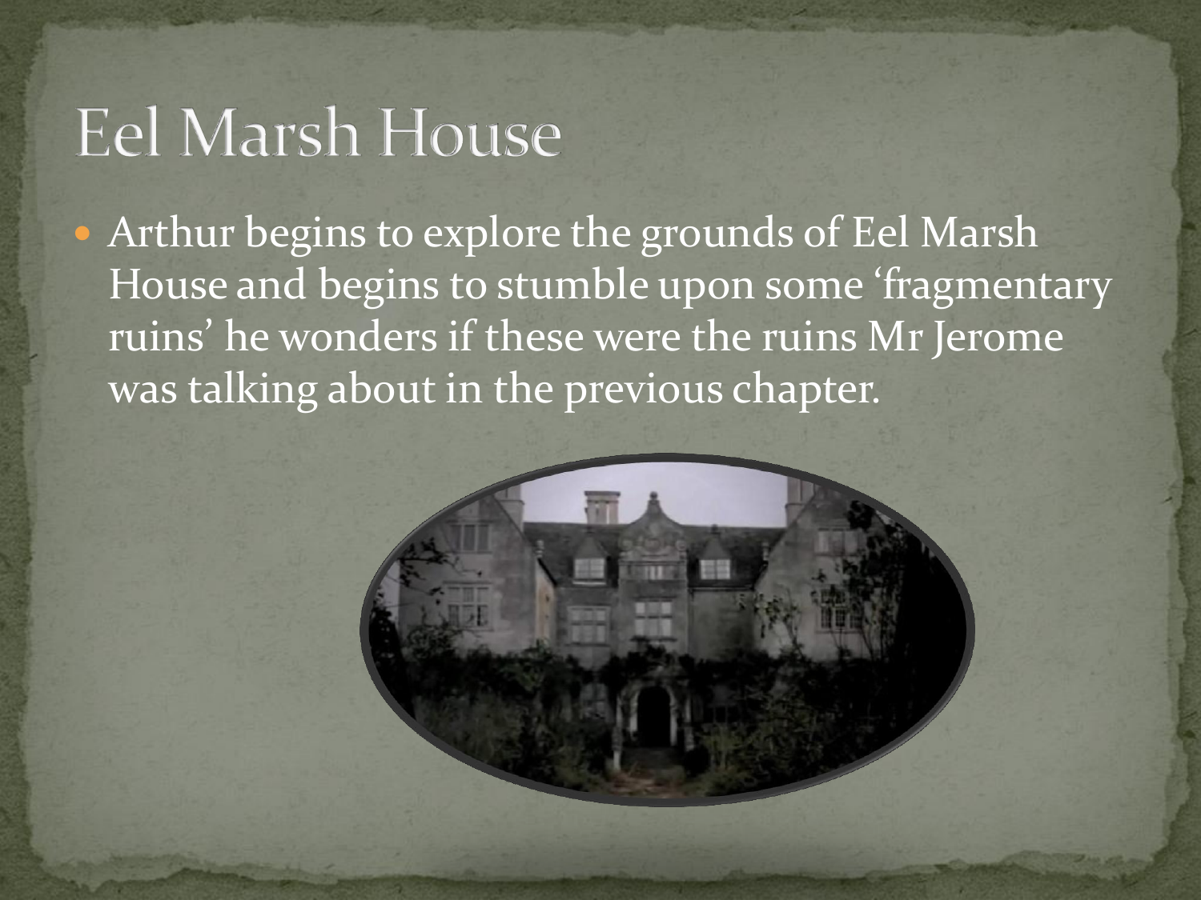# Eel Marsh House

- Arthur begins to explore the grounds of Eel Marsh House and begins to stumble upon some 'fragmentary ruins' he wonders if these were the ruins Mr Jerome was talking about in the previous chapter.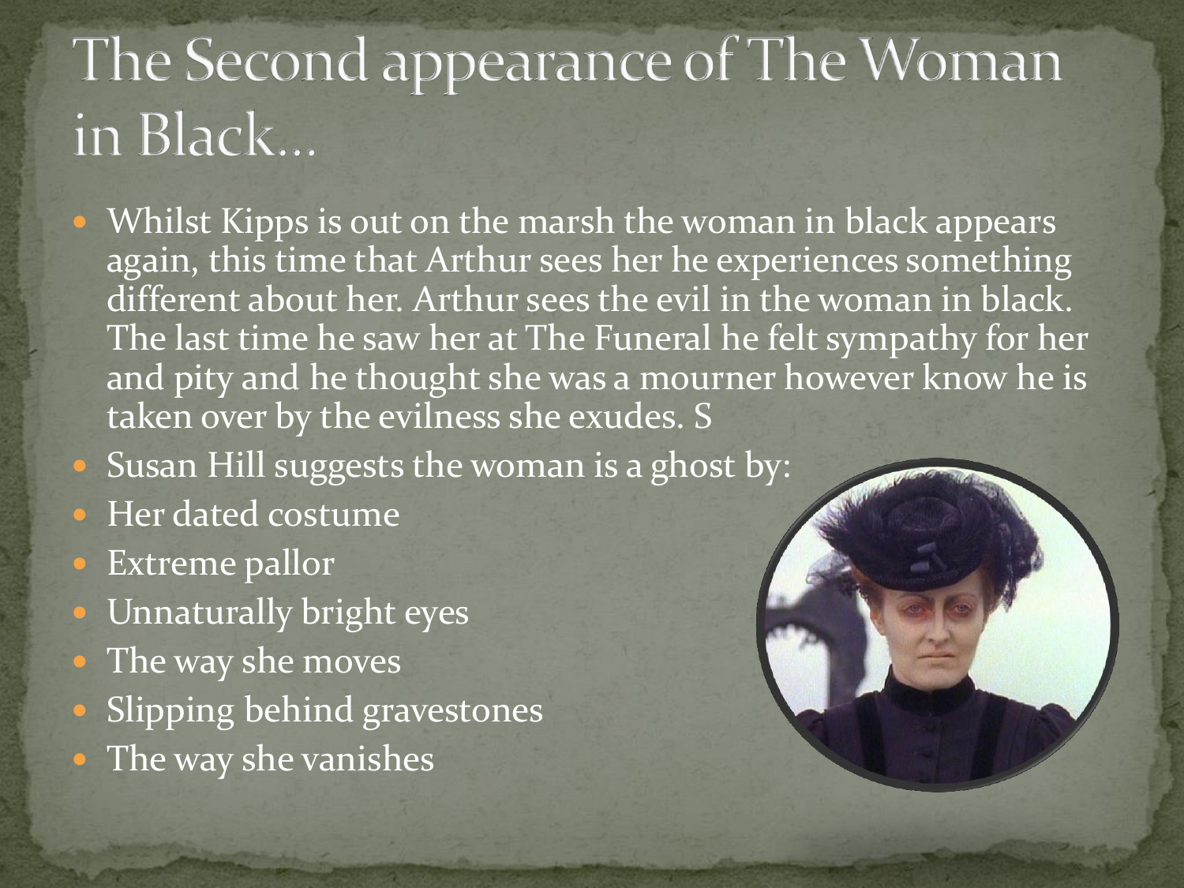# The Second appearance of The Woman in Black…

- Whilst Kipps is out on the marsh the woman in black appears again, this time that Arthur sees her he experiences something different about her. Arthur sees the evil in the woman in black. The last time he saw her at The Funeral he felt sympathy for her and pity and he thought she was a mourner however know he is taken over by the evilness she exudes. S
- Susan Hill suggests the woman is a ghost by:
- Her dated costume
- Extreme pallor
- Unnaturally bright eyes
- The way she moves
- Slipping behind gravestones
- The way she vanishes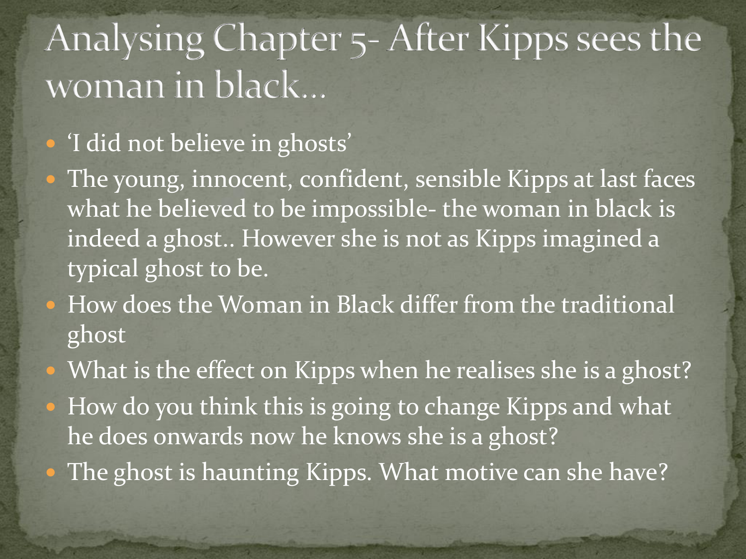# Analysing Chapter 5- After Kipps sees the woman in black…

- 'I did not believe in ghosts'
- The young, innocent, confident, sensible Kipps at last faces what he believed to be impossible- the woman in black is indeed a ghost.. However she is not as Kipps imagined a typical ghost to be.
- How does the Woman in Black differ from the traditional ghost
- What is the effect on Kipps when he realises she is a ghost?
- How do you think this is going to change Kipps and what he does onwards now he knows she is a ghost?
- The ghost is haunting Kipps. What motive can she have?